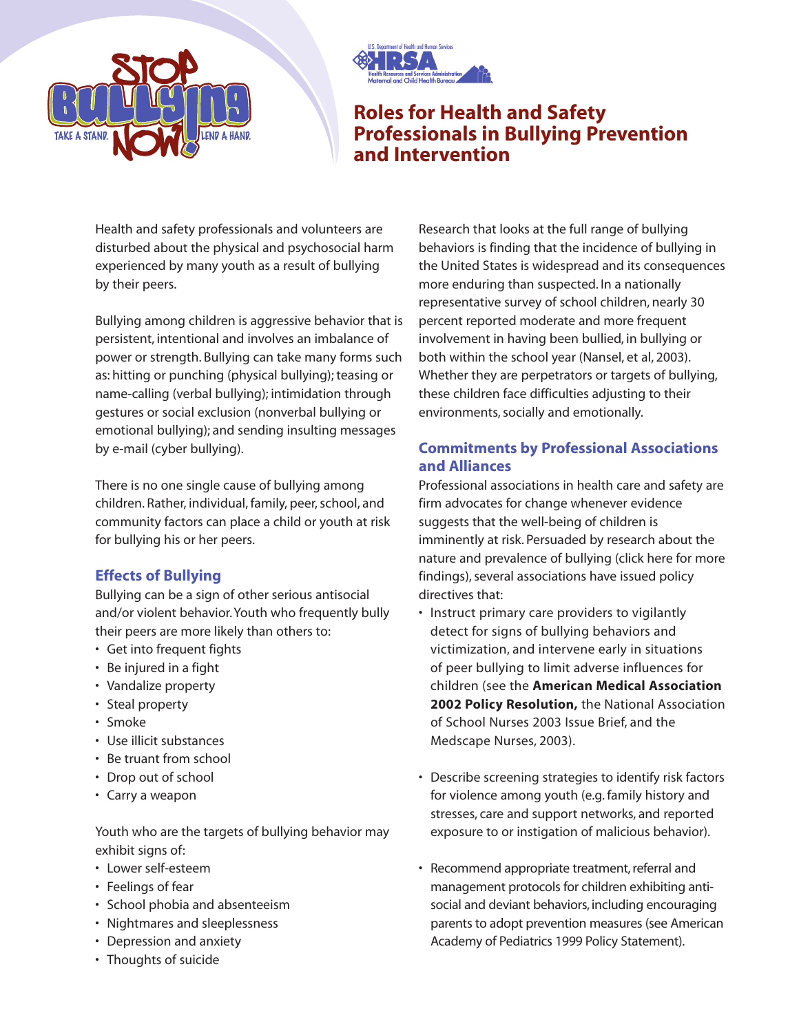# Roles for Health and Safety Professionals in Bullying Prevention and Intervention

Health and safety professionals and volunteers are disturbed about the physical and psychosocial harm experienced by many youth as a result of bullying by their peers.

Bullying among children is aggressive behavior that is persistent, intentional and involves an imbalance of power or strength. Bullying can take many forms such as: hitting or punching (physical bullying); teasing or name-calling (verbal bullying); intimidation through gestures or social exclusion (nonverbal bullying or emotional bullying); and sending insulting messages by e-mail (cyber bullying).

There is no one single cause of bullying among children. Rather, individual, family, peer, school, and community factors can place a child or youth at risk for bullying his or her peers.

## Effects of Bullying

Bullying can be a sign of other serious antisocial and/or violent behavior. Youth who frequently bully their peers are more likely than others to:

- Get into frequent fights
- Be injured in a fight
- Vandalize property
- Steal property
- Smoke
- Use illicit substances
- Be truant from school
- Drop out of school
- Carry a weapon

Youth who are the targets of bullying behavior may exhibit signs of:

- Lower self-esteem
- Feelings of fear
- School phobia and absenteeism
- Nightmares and sleeplessness
- Depression and anxiety
- Thoughts of suicide

Research that looks at the full range of bullying behaviors is finding that the incidence of bullying in the United States is widespread and its consequences more enduring than suspected. In a nationally representative survey of school children, nearly 30 percent reported moderate and more frequent involvement in having been bullied, in bullying or both within the school year (Nansel, et al, 2003). Whether they are perpetrators or targets of bullying, these children face difficulties adjusting to their environments, socially and emotionally.

## Commitments by Professional Associations and Alliances

Professional associations in health care and safety are firm advocates for change whenever evidence suggests that the well-being of children is imminently at risk. Persuaded by research about the nature and prevalence of bullying (click here for more findings), several associations have issued policy directives that:

- Instruct primary care providers to vigilantly detect for signs of bullying behaviors and victimization, and intervene early in situations of peer bullying to limit adverse influences for children (see the **American Medical Association 2002 Policy Resolution,** the National Association of School Nurses 2003 Issue Brief, and the Medscape Nurses, 2003).

- Describe screening strategies to identify risk factors for violence among youth (e.g. family history and stresses, care and support networks, and reported exposure to or instigation of malicious behavior).

- Recommend appropriate treatment, referral and management protocols for children exhibiting anti-social and deviant behaviors, including encouraging parents to adopt prevention measures (see American Academy of Pediatrics 1999 Policy Statement).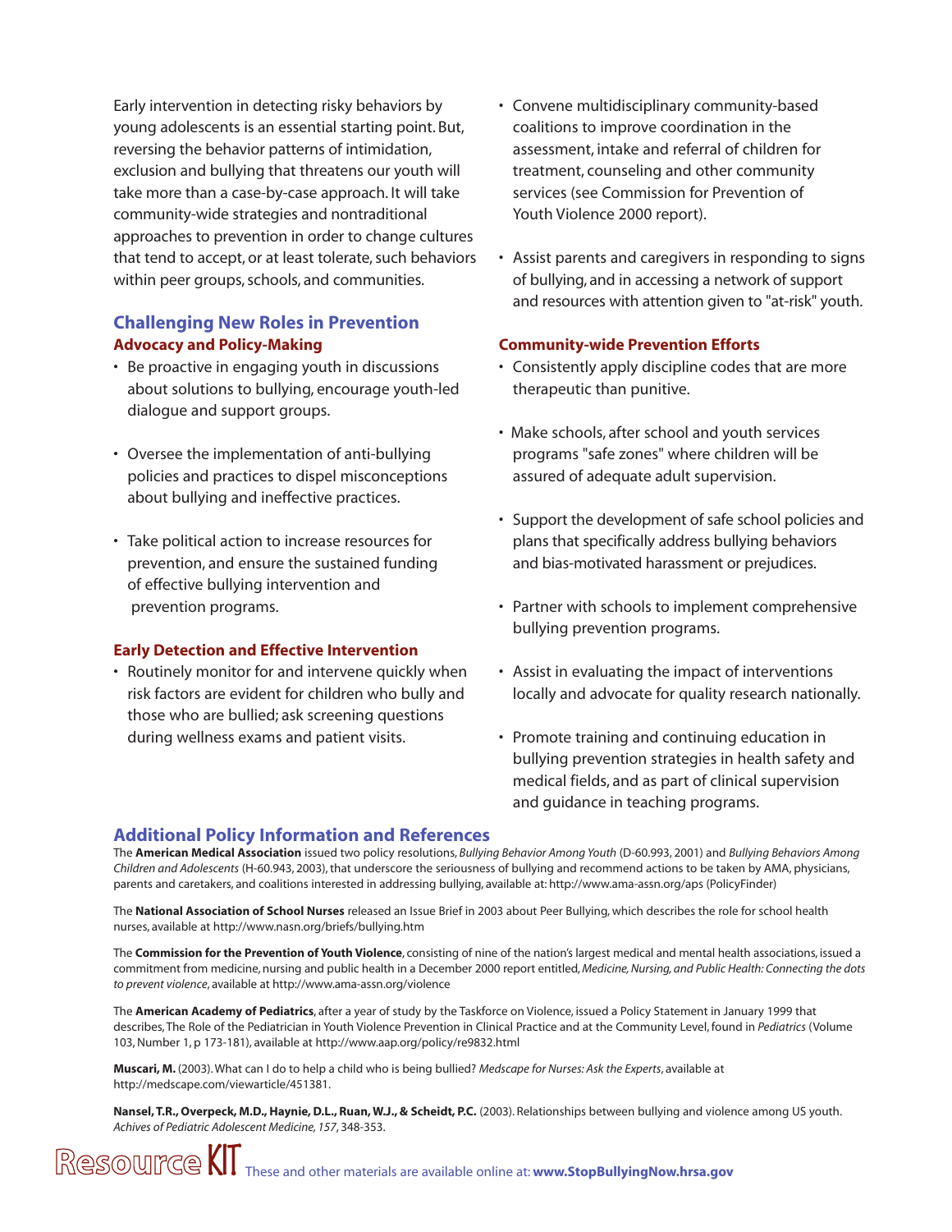Early intervention in detecting risky behaviors by young adolescents is an essential starting point. But, reversing the behavior patterns of intimidation, exclusion and bullying that threatens our youth will take more than a case-by-case approach. It will take community-wide strategies and nontraditional approaches to prevention in order to change cultures that tend to accept, or at least tolerate, such behaviors within peer groups, schools, and communities.

## Challenging New Roles in Prevention

### Advocacy and Policy-Making

- Be proactive in engaging youth in discussions about solutions to bullying, encourage youth-led dialogue and support groups.
- Oversee the implementation of anti-bullying policies and practices to dispel misconceptions about bullying and ineffective practices.
- Take political action to increase resources for prevention, and ensure the sustained funding of effective bullying intervention and prevention programs.

### Early Detection and Effective Intervention

- Routinely monitor for and intervene quickly when risk factors are evident for children who bully and those who are bullied; ask screening questions during wellness exams and patient visits.
- Convene multidisciplinary community-based coalitions to improve coordination in the assessment, intake and referral of children for treatment, counseling and other community services (see Commission for Prevention of Youth Violence 2000 report).
- Assist parents and caregivers in responding to signs of bullying, and in accessing a network of support and resources with attention given to "at-risk" youth.

### Community-wide Prevention Efforts

- Consistently apply discipline codes that are more therapeutic than punitive.
- Make schools, after school and youth services programs "safe zones" where children will be assured of adequate adult supervision.
- Support the development of safe school policies and plans that specifically address bullying behaviors and bias-motivated harassment or prejudices.
- Partner with schools to implement comprehensive bullying prevention programs.
- Assist in evaluating the impact of interventions locally and advocate for quality research nationally.
- Promote training and continuing education in bullying prevention strategies in health safety and medical fields, and as part of clinical supervision and guidance in teaching programs.

## Additional Policy Information and References

The **American Medical Association** issued two policy resolutions, *Bullying Behavior Among Youth* (D-60.993, 2001) and *Bullying Behaviors Among Children and Adolescents* (H-60.943, 2003), that underscore the seriousness of bullying and recommend actions to be taken by AMA, physicians, parents and caretakers, and coalitions interested in addressing bullying, available at: http://www.ama-assn.org/aps (PolicyFinder)

The **National Association of School Nurses** released an Issue Brief in 2003 about Peer Bullying, which describes the role for school health nurses, available at http://www.nasn.org/briefs/bullying.htm

The **Commission for the Prevention of Youth Violence**, consisting of nine of the nation's largest medical and mental health associations, issued a commitment from medicine, nursing and public health in a December 2000 report entitled, *Medicine, Nursing, and Public Health: Connecting the dots to prevent violence*, available at http://www.ama-assn.org/violence

The **American Academy of Pediatrics**, after a year of study by the Taskforce on Violence, issued a Policy Statement in January 1999 that describes, The Role of the Pediatrician in Youth Violence Prevention in Clinical Practice and at the Community Level, found in *Pediatrics* (Volume 103, Number 1, p 173-181), available at http://www.aap.org/policy/re9832.html

**Muscari, M.** (2003). What can I do to help a child who is being bullied? *Medscape for Nurses: Ask the Experts*, available at http://medscape.com/viewarticle/451381.

**Nansel, T.R., Overpeck, M.D., Haynie, D.L., Ruan, W.J., & Scheidt, P.C.** (2003). Relationships between bullying and violence among US youth. *Achives of Pediatric Adolescent Medicine, 157*, 348-353.

Resource KIT These and other materials are available online at: **www.StopBullyingNow.hrsa.gov**